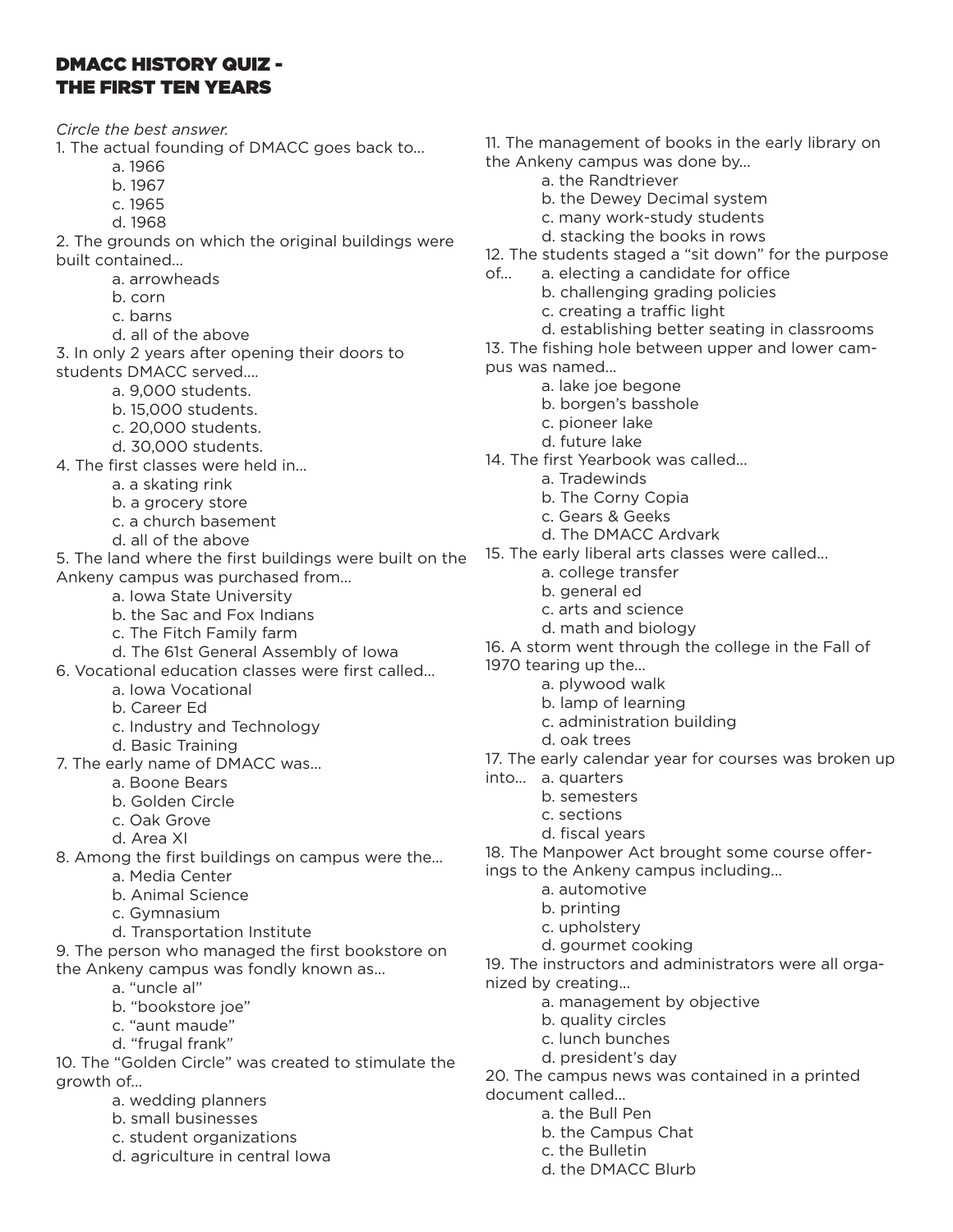# DMACC HISTORY QUIZ - THE FIRST TEN YEARS

*Circle the best answer.*

1. The actual founding of DMACC goes back to...
   - a. 1966
   - b. 1967
   - c. 1965
   - d. 1968

2. The grounds on which the original buildings were built contained...
   - a. arrowheads
   - b. corn
   - c. barns
   - d. all of the above

3. In only 2 years after opening their doors to students DMACC served....
   - a. 9,000 students.
   - b. 15,000 students.
   - c. 20,000 students.
   - d. 30,000 students.

4. The first classes were held in...
   - a. a skating rink
   - b. a grocery store
   - c. a church basement
   - d. all of the above

5. The land where the first buildings were built on the Ankeny campus was purchased from...
   - a. Iowa State University
   - b. the Sac and Fox Indians
   - c. The Fitch Family farm
   - d. The 61st General Assembly of Iowa

6. Vocational education classes were first called...
   - a. Iowa Vocational
   - b. Career Ed
   - c. Industry and Technology
   - d. Basic Training

7. The early name of DMACC was...
   - a. Boone Bears
   - b. Golden Circle
   - c. Oak Grove
   - d. Area XI

8. Among the first buildings on campus were the...
   - a. Media Center
   - b. Animal Science
   - c. Gymnasium
   - d. Transportation Institute

9. The person who managed the first bookstore on the Ankeny campus was fondly known as...
   - a. "uncle al"
   - b. "bookstore joe"
   - c. "aunt maude"
   - d. "frugal frank"

10. The "Golden Circle" was created to stimulate the growth of...
    - a. wedding planners
    - b. small businesses
    - c. student organizations
    - d. agriculture in central Iowa

11. The management of books in the early library on the Ankeny campus was done by...
    - a. the Randtriever
    - b. the Dewey Decimal system
    - c. many work-study students
    - d. stacking the books in rows

12. The students staged a "sit down" for the purpose of...
    - a. electing a candidate for office
    - b. challenging grading policies
    - c. creating a traffic light
    - d. establishing better seating in classrooms

13. The fishing hole between upper and lower campus was named...
    - a. lake joe begone
    - b. borgen's basshole
    - c. pioneer lake
    - d. future lake

14. The first Yearbook was called...
    - a. Tradewinds
    - b. The Corny Copia
    - c. Gears & Geeks
    - d. The DMACC Ardvark

15. The early liberal arts classes were called...
    - a. college transfer
    - b. general ed
    - c. arts and science
    - d. math and biology

16. A storm went through the college in the Fall of 1970 tearing up the...
    - a. plywood walk
    - b. lamp of learning
    - c. administration building
    - d. oak trees

17. The early calendar year for courses was broken up into...
    - a. quarters
    - b. semesters
    - c. sections
    - d. fiscal years

18. The Manpower Act brought some course offerings to the Ankeny campus including...
    - a. automotive
    - b. printing
    - c. upholstery
    - d. gourmet cooking

19. The instructors and administrators were all organized by creating...
    - a. management by objective
    - b. quality circles
    - c. lunch bunches
    - d. president's day

20. The campus news was contained in a printed document called...
    - a. the Bull Pen
    - b. the Campus Chat
    - c. the Bulletin
    - d. the DMACC Blurb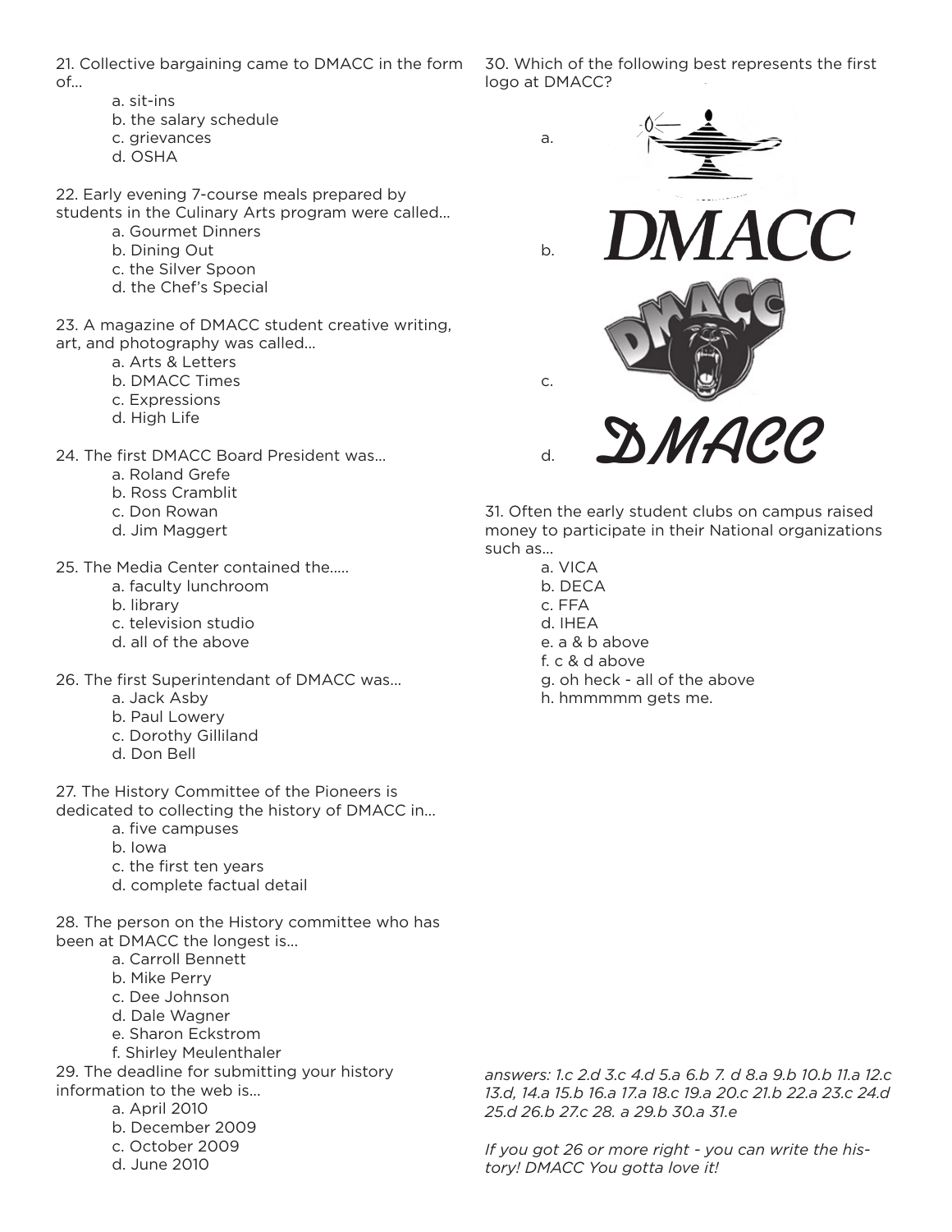21. Collective bargaining came to DMACC in the form of...

   a. sit-ins
   b. the salary schedule
   c. grievances
   d. OSHA

22. Early evening 7-course meals prepared by students in the Culinary Arts program were called...

   a. Gourmet Dinners
   b. Dining Out
   c. the Silver Spoon
   d. the Chef's Special

23. A magazine of DMACC student creative writing, art, and photography was called...

   a. Arts & Letters
   b. DMACC Times
   c. Expressions
   d. High Life

24. The first DMACC Board President was...

   a. Roland Grefe
   b. Ross Cramblit
   c. Don Rowan
   d. Jim Maggert

25. The Media Center contained the.....

   a. faculty lunchroom
   b. library
   c. television studio
   d. all of the above

26. The first Superintendant of DMACC was...

   a. Jack Asby
   b. Paul Lowery
   c. Dorothy Gilliland
   d. Don Bell

27. The History Committee of the Pioneers is dedicated to collecting the history of DMACC in...

   a. five campuses
   b. Iowa
   c. the first ten years
   d. complete factual detail

28. The person on the History committee who has been at DMACC the longest is...

   a. Carroll Bennett
   b. Mike Perry
   c. Dee Johnson
   d. Dale Wagner
   e. Sharon Eckstrom
   f. Shirley Meulenthaler

29. The deadline for submitting your history information to the web is...

   a. April 2010
   b. December 2009
   c. October 2009
   d. June 2010

30. Which of the following best represents the first logo at DMACC?

   a.

   b. DMACC

   c.

   d. DMACC

31. Often the early student clubs on campus raised money to participate in their National organizations such as...

   a. VICA
   b. DECA
   c. FFA
   d. IHEA
   e. a & b above
   f. c & d above
   g. oh heck - all of the above
   h. hmmmmm gets me.

*answers: 1.c 2.d 3.c 4.d 5.a 6.b 7. d 8.a 9.b 10.b 11.a 12.c 13.d, 14.a 15.b 16.a 17.a 18.c 19.a 20.c 21.b 22.a 23.c 24.d 25.d 26.b 27.c 28. a 29.b 30.a 31.e*

*If you got 26 or more right - you can write the history! DMACC You gotta love it!*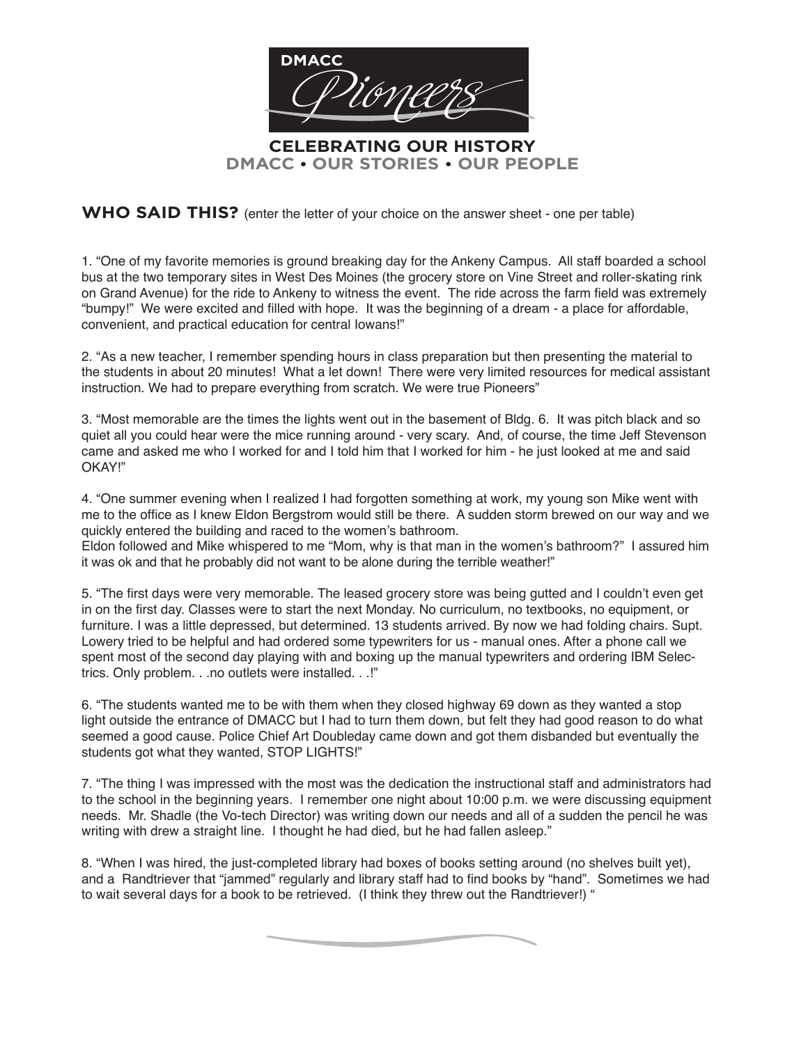**DMACC**

*Pioneers*

**CELEBRATING OUR HISTORY**
**DMACC • OUR STORIES • OUR PEOPLE**

## WHO SAID THIS? (enter the letter of your choice on the answer sheet - one per table)

1. "One of my favorite memories is ground breaking day for the Ankeny Campus. All staff boarded a school bus at the two temporary sites in West Des Moines (the grocery store on Vine Street and roller-skating rink on Grand Avenue) for the ride to Ankeny to witness the event. The ride across the farm field was extremely "bumpy!" We were excited and filled with hope. It was the beginning of a dream - a place for affordable, convenient, and practical education for central Iowans!"

2. "As a new teacher, I remember spending hours in class preparation but then presenting the material to the students in about 20 minutes! What a let down! There were very limited resources for medical assistant instruction. We had to prepare everything from scratch. We were true Pioneers"

3. "Most memorable are the times the lights went out in the basement of Bldg. 6. It was pitch black and so quiet all you could hear were the mice running around - very scary. And, of course, the time Jeff Stevenson came and asked me who I worked for and I told him that I worked for him - he just looked at me and said OKAY!"

4. "One summer evening when I realized I had forgotten something at work, my young son Mike went with me to the office as I knew Eldon Bergstrom would still be there. A sudden storm brewed on our way and we quickly entered the building and raced to the women's bathroom.
Eldon followed and Mike whispered to me "Mom, why is that man in the women's bathroom?" I assured him it was ok and that he probably did not want to be alone during the terrible weather!"

5. "The first days were very memorable. The leased grocery store was being gutted and I couldn't even get in on the first day. Classes were to start the next Monday. No curriculum, no textbooks, no equipment, or furniture. I was a little depressed, but determined. 13 students arrived. By now we had folding chairs. Supt. Lowery tried to be helpful and had ordered some typewriters for us - manual ones. After a phone call we spent most of the second day playing with and boxing up the manual typewriters and ordering IBM Selectrics. Only problem. . .no outlets were installed. . .!"

6. "The students wanted me to be with them when they closed highway 69 down as they wanted a stop light outside the entrance of DMACC but I had to turn them down, but felt they had good reason to do what seemed a good cause. Police Chief Art Doubleday came down and got them disbanded but eventually the students got what they wanted, STOP LIGHTS!"

7. "The thing I was impressed with the most was the dedication the instructional staff and administrators had to the school in the beginning years. I remember one night about 10:00 p.m. we were discussing equipment needs. Mr. Shadle (the Vo-tech Director) was writing down our needs and all of a sudden the pencil he was writing with drew a straight line. I thought he had died, but he had fallen asleep."

8. "When I was hired, the just-completed library had boxes of books setting around (no shelves built yet), and a Randtriever that "jammed" regularly and library staff had to find books by "hand". Sometimes we had to wait several days for a book to be retrieved. (I think they threw out the Randtriever!) "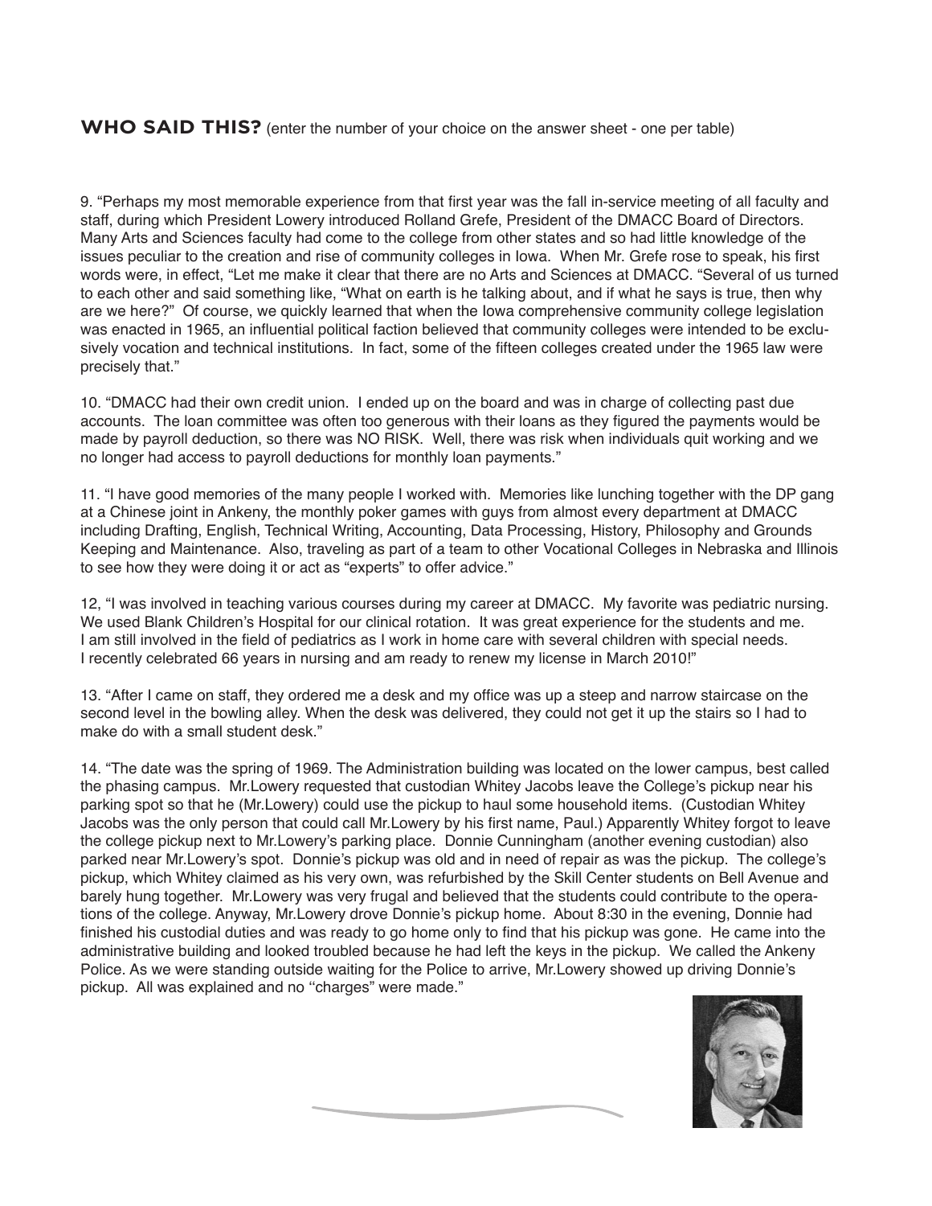**WHO SAID THIS?** (enter the number of your choice on the answer sheet - one per table)

9. "Perhaps my most memorable experience from that first year was the fall in-service meeting of all faculty and staff, during which President Lowery introduced Rolland Grefe, President of the DMACC Board of Directors. Many Arts and Sciences faculty had come to the college from other states and so had little knowledge of the issues peculiar to the creation and rise of community colleges in Iowa. When Mr. Grefe rose to speak, his first words were, in effect, "Let me make it clear that there are no Arts and Sciences at DMACC. "Several of us turned to each other and said something like, "What on earth is he talking about, and if what he says is true, then why are we here?" Of course, we quickly learned that when the Iowa comprehensive community college legislation was enacted in 1965, an influential political faction believed that community colleges were intended to be exclusively vocation and technical institutions. In fact, some of the fifteen colleges created under the 1965 law were precisely that."

10. "DMACC had their own credit union. I ended up on the board and was in charge of collecting past due accounts. The loan committee was often too generous with their loans as they figured the payments would be made by payroll deduction, so there was NO RISK. Well, there was risk when individuals quit working and we no longer had access to payroll deductions for monthly loan payments."

11. "I have good memories of the many people I worked with. Memories like lunching together with the DP gang at a Chinese joint in Ankeny, the monthly poker games with guys from almost every department at DMACC including Drafting, English, Technical Writing, Accounting, Data Processing, History, Philosophy and Grounds Keeping and Maintenance. Also, traveling as part of a team to other Vocational Colleges in Nebraska and Illinois to see how they were doing it or act as "experts" to offer advice."

12, "I was involved in teaching various courses during my career at DMACC. My favorite was pediatric nursing. We used Blank Children's Hospital for our clinical rotation. It was great experience for the students and me. I am still involved in the field of pediatrics as I work in home care with several children with special needs. I recently celebrated 66 years in nursing and am ready to renew my license in March 2010!"

13. "After I came on staff, they ordered me a desk and my office was up a steep and narrow staircase on the second level in the bowling alley. When the desk was delivered, they could not get it up the stairs so I had to make do with a small student desk."

14. "The date was the spring of 1969. The Administration building was located on the lower campus, best called the phasing campus. Mr.Lowery requested that custodian Whitey Jacobs leave the College's pickup near his parking spot so that he (Mr.Lowery) could use the pickup to haul some household items. (Custodian Whitey Jacobs was the only person that could call Mr.Lowery by his first name, Paul.) Apparently Whitey forgot to leave the college pickup next to Mr.Lowery's parking place. Donnie Cunningham (another evening custodian) also parked near Mr.Lowery's spot. Donnie's pickup was old and in need of repair as was the pickup. The college's pickup, which Whitey claimed as his very own, was refurbished by the Skill Center students on Bell Avenue and barely hung together. Mr.Lowery was very frugal and believed that the students could contribute to the operations of the college. Anyway, Mr.Lowery drove Donnie's pickup home. About 8:30 in the evening, Donnie had finished his custodial duties and was ready to go home only to find that his pickup was gone. He came into the administrative building and looked troubled because he had left the keys in the pickup. We called the Ankeny Police. As we were standing outside waiting for the Police to arrive, Mr.Lowery showed up driving Donnie's pickup. All was explained and no "charges" were made."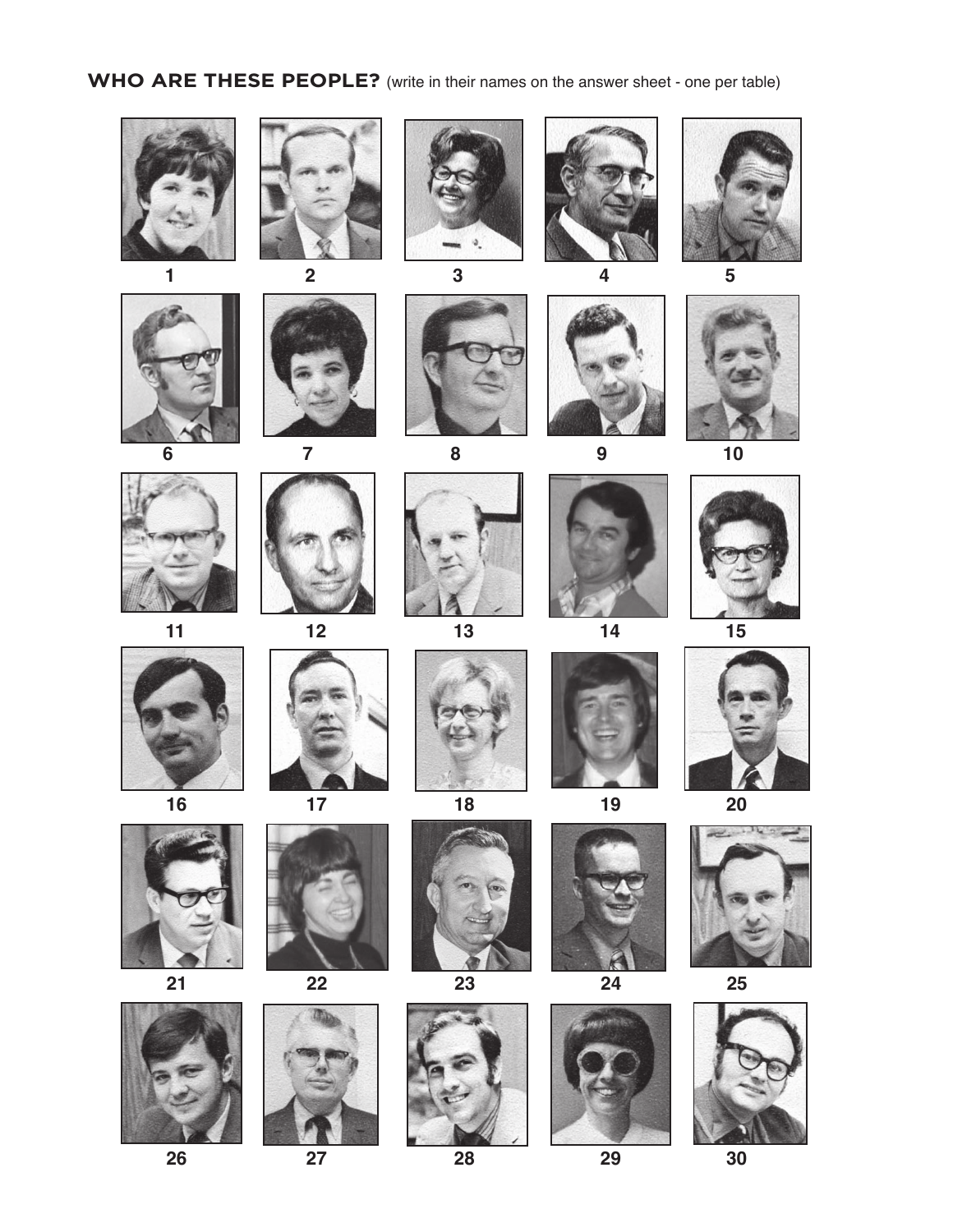**WHO ARE THESE PEOPLE?** (write in their names on the answer sheet - one per table)

1 2 3 4 5

6 7 8 9 10

11 12 13 14 15

16 17 18 19 20

21 22 23 24 25

26 27 28 29 30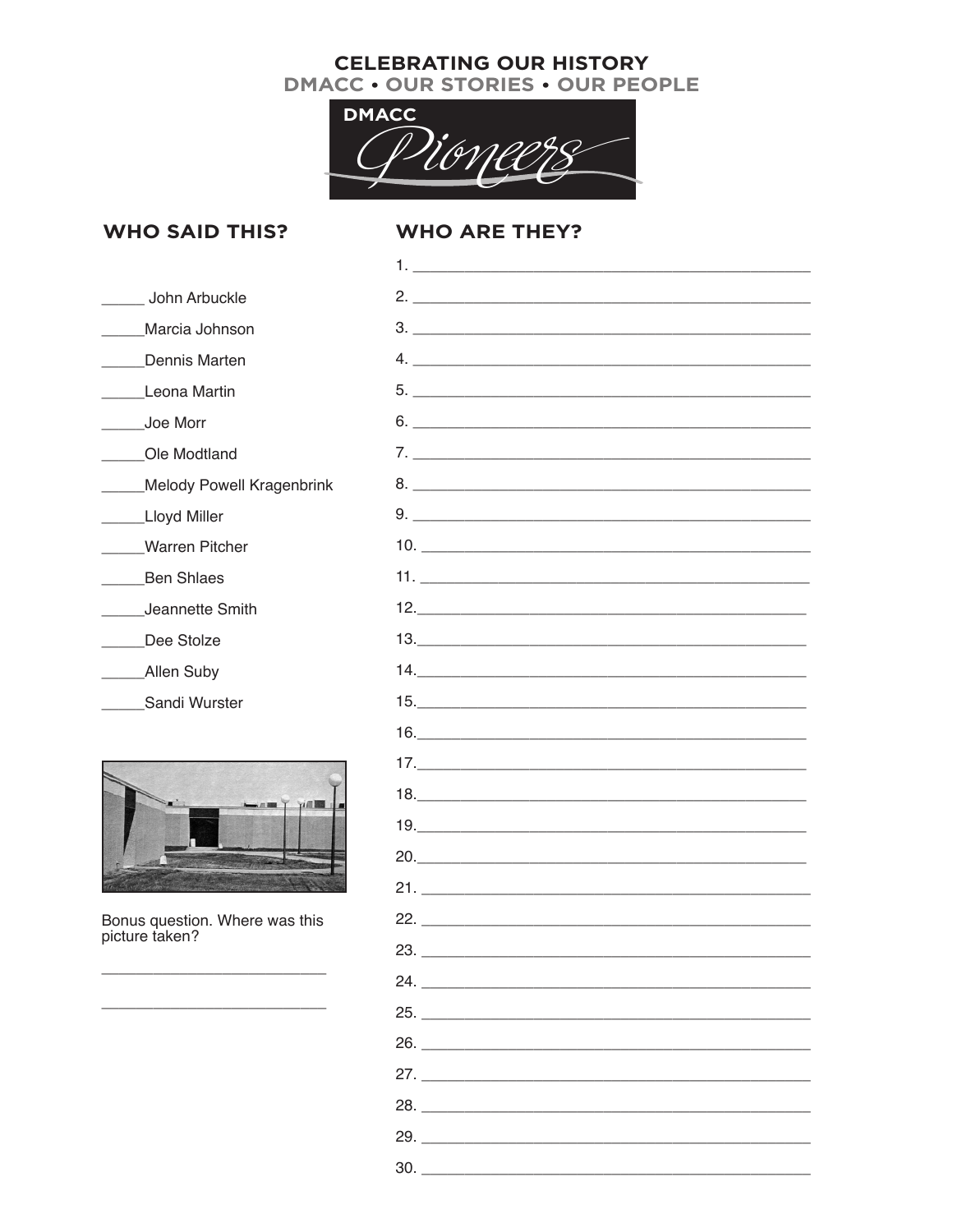**CELEBRATING OUR HISTORY**

**DMACC • OUR STORIES • OUR PEOPLE**

DMACC *Pioneers*

## WHO SAID THIS?

_____ John Arbuckle

_____Marcia Johnson

_____Dennis Marten

_____Leona Martin

_____Joe Morr

_____Ole Modtland

_____Melody Powell Kragenbrink

_____Lloyd Miller

_____Warren Pitcher

_____Ben Shlaes

_____Jeannette Smith

_____Dee Stolze

_____Allen Suby

_____Sandi Wurster

Bonus question. Where was this picture taken?

___________________________

___________________________

## WHO ARE THEY?

1. ______________________________________________
2. ______________________________________________
3. ______________________________________________
4. ______________________________________________
5. ______________________________________________
6. ______________________________________________
7. ______________________________________________
8. ______________________________________________
9. ______________________________________________
10. ______________________________________________
11. ______________________________________________
12. ______________________________________________
13. ______________________________________________
14. ______________________________________________
15. ______________________________________________
16. ______________________________________________
17. ______________________________________________
18. ______________________________________________
19. ______________________________________________
20. ______________________________________________
21. ______________________________________________
22. ______________________________________________
23. ______________________________________________
24. ______________________________________________
25. ______________________________________________
26. ______________________________________________
27. ______________________________________________
28. ______________________________________________
29. ______________________________________________
30. ______________________________________________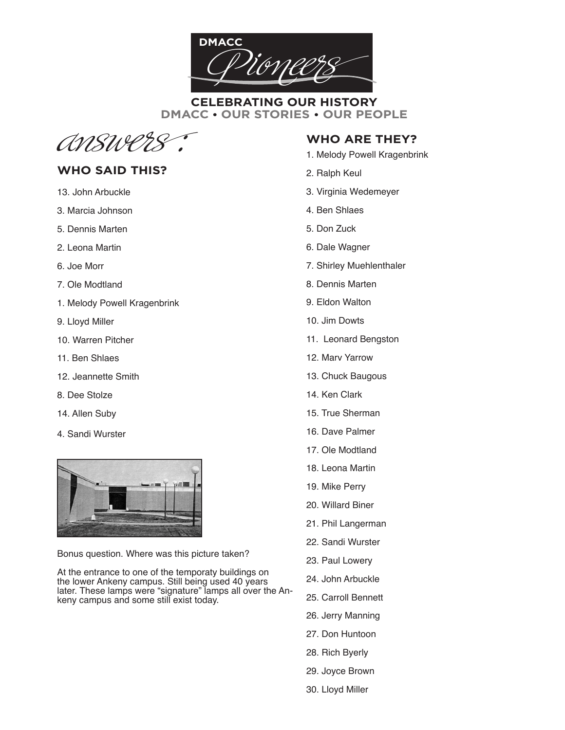DMACC

*Pioneers*

**CELEBRATING OUR HISTORY**

**DMACC • OUR STORIES • OUR PEOPLE**

# *answers:*

## WHO SAID THIS?

13. John Arbuckle

3. Marcia Johnson

5. Dennis Marten

2. Leona Martin

6. Joe Morr

7. Ole Modtland

1. Melody Powell Kragenbrink

9. Lloyd Miller

10. Warren Pitcher

11. Ben Shlaes

12. Jeannette Smith

8. Dee Stolze

14. Allen Suby

4. Sandi Wurster

Bonus question. Where was this picture taken?

At the entrance to one of the temporaty buildings on the lower Ankeny campus. Still being used 40 years later. These lamps were "signature" lamps all over the Ankeny campus and some still exist today.

## WHO ARE THEY?

1. Melody Powell Kragenbrink
2. Ralph Keul
3. Virginia Wedemeyer
4. Ben Shlaes
5. Don Zuck
6. Dale Wagner
7. Shirley Muehlenthaler
8. Dennis Marten
9. Eldon Walton
10. Jim Dowts
11. Leonard Bengston
12. Marv Yarrow
13. Chuck Baugous
14. Ken Clark
15. True Sherman
16. Dave Palmer
17. Ole Modtland
18. Leona Martin
19. Mike Perry
20. Willard Biner
21. Phil Langerman
22. Sandi Wurster
23. Paul Lowery
24. John Arbuckle
25. Carroll Bennett
26. Jerry Manning
27. Don Huntoon
28. Rich Byerly
29. Joyce Brown
30. Lloyd Miller